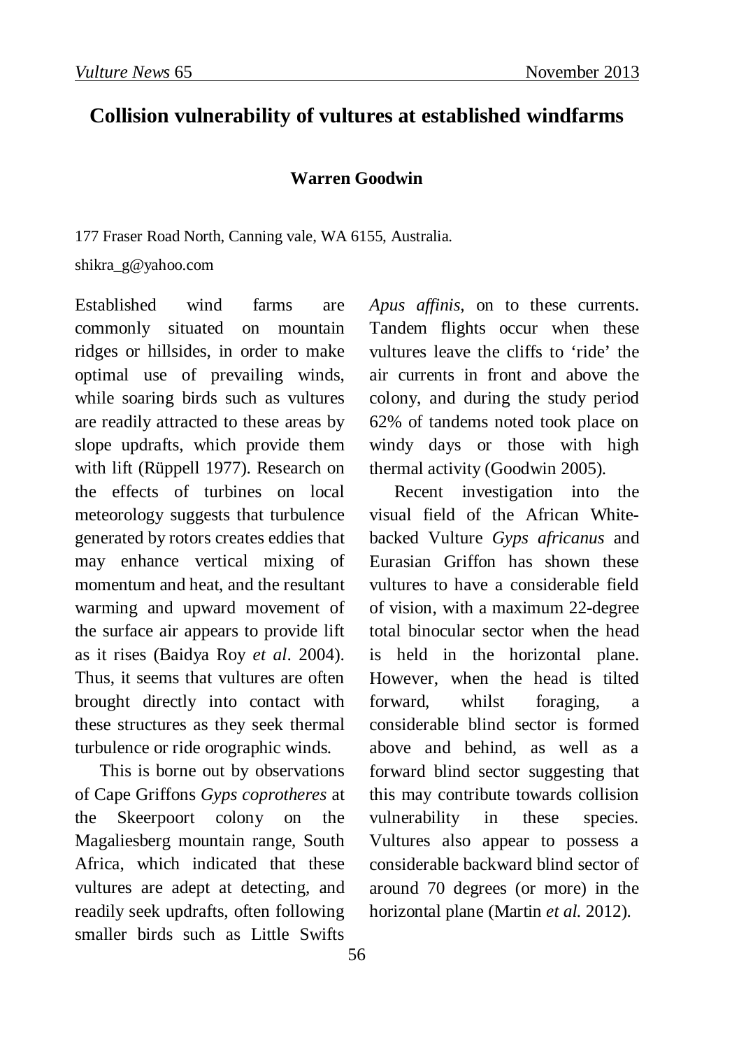# Collision vulnerability of vultures at established windfarms

**Warren Goodwin**

177 Fraser Road North, Canning vale, WA 6155, Australia.

shikra_g@yahoo.com

Established wind farms are commonly situated on mountain ridges or hillsides, in order to make optimal use of prevailing winds, while soaring birds such as vultures are readily attracted to these areas by slope updrafts, which provide them with lift (Rüppell 1977). Research on the effects of turbines on local meteorology suggests that turbulence generated by rotors creates eddies that may enhance vertical mixing of momentum and heat, and the resultant warming and upward movement of the surface air appears to provide lift as it rises (Baidya Roy *et al*. 2004). Thus, it seems that vultures are often brought directly into contact with these structures as they seek thermal turbulence or ride orographic winds.

This is borne out by observations of Cape Griffons *Gyps coprotheres* at the Skeerpoort colony on the Magaliesberg mountain range, South Africa, which indicated that these vultures are adept at detecting, and readily seek updrafts, often following smaller birds such as Little Swifts *Apus affinis*, on to these currents. Tandem flights occur when these vultures leave the cliffs to 'ride' the air currents in front and above the colony, and during the study period 62% of tandems noted took place on windy days or those with high thermal activity (Goodwin 2005).

Recent investigation into the visual field of the African White-backed Vulture *Gyps africanus* and Eurasian Griffon has shown these vultures to have a considerable field of vision, with a maximum 22-degree total binocular sector when the head is held in the horizontal plane. However, when the head is tilted forward, whilst foraging, a considerable blind sector is formed above and behind, as well as a forward blind sector suggesting that this may contribute towards collision vulnerability in these species. Vultures also appear to possess a considerable backward blind sector of around 70 degrees (or more) in the horizontal plane (Martin *et al.* 2012).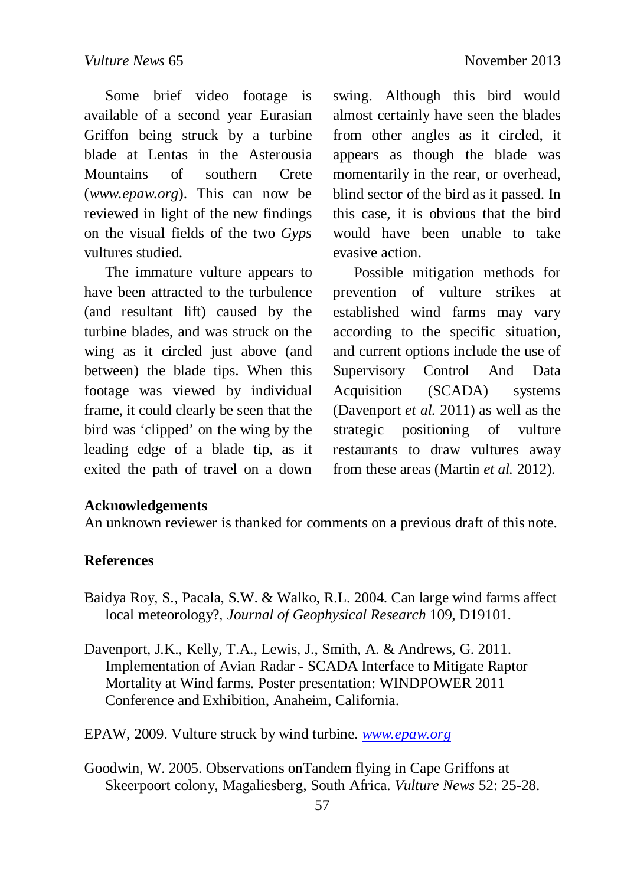Some brief video footage is available of a second year Eurasian Griffon being struck by a turbine blade at Lentas in the Asterousia Mountains of southern Crete (*www.epaw.org*). This can now be reviewed in light of the new findings on the visual fields of the two *Gyps* vultures studied.

The immature vulture appears to have been attracted to the turbulence (and resultant lift) caused by the turbine blades, and was struck on the wing as it circled just above (and between) the blade tips. When this footage was viewed by individual frame, it could clearly be seen that the bird was 'clipped' on the wing by the leading edge of a blade tip, as it exited the path of travel on a down swing. Although this bird would almost certainly have seen the blades from other angles as it circled, it appears as though the blade was momentarily in the rear, or overhead, blind sector of the bird as it passed. In this case, it is obvious that the bird would have been unable to take evasive action.

Possible mitigation methods for prevention of vulture strikes at established wind farms may vary according to the specific situation, and current options include the use of Supervisory Control And Data Acquisition (SCADA) systems (Davenport *et al.* 2011) as well as the strategic positioning of vulture restaurants to draw vultures away from these areas (Martin *et al.* 2012).

## Acknowledgements

An unknown reviewer is thanked for comments on a previous draft of this note.

## References

Baidya Roy, S., Pacala, S.W. & Walko, R.L. 2004. Can large wind farms affect local meteorology?, *Journal of Geophysical Research* 109, D19101.

Davenport, J.K., Kelly, T.A., Lewis, J., Smith, A. & Andrews, G. 2011. Implementation of Avian Radar - SCADA Interface to Mitigate Raptor Mortality at Wind farms. Poster presentation: WINDPOWER 2011 Conference and Exhibition, Anaheim, California.

EPAW, 2009. Vulture struck by wind turbine. www.epaw.org

Goodwin, W. 2005. Observations onTandem flying in Cape Griffons at Skeerpoort colony, Magaliesberg, South Africa. *Vulture News* 52: 25-28.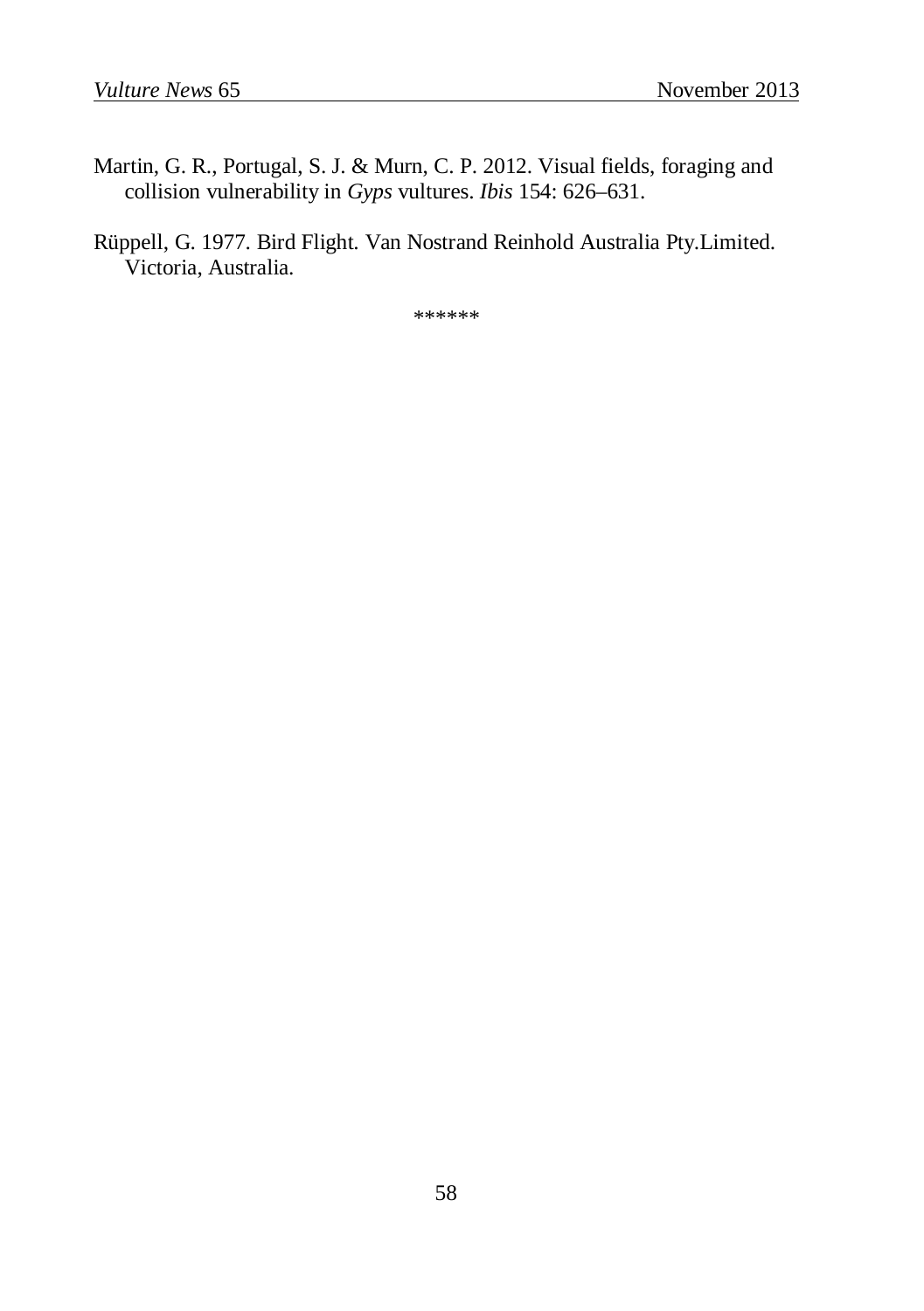Martin, G. R., Portugal, S. J. & Murn, C. P. 2012. Visual fields, foraging and collision vulnerability in *Gyps* vultures. *Ibis* 154: 626–631.

Rüppell, G. 1977. Bird Flight. Van Nostrand Reinhold Australia Pty.Limited. Victoria, Australia.

******